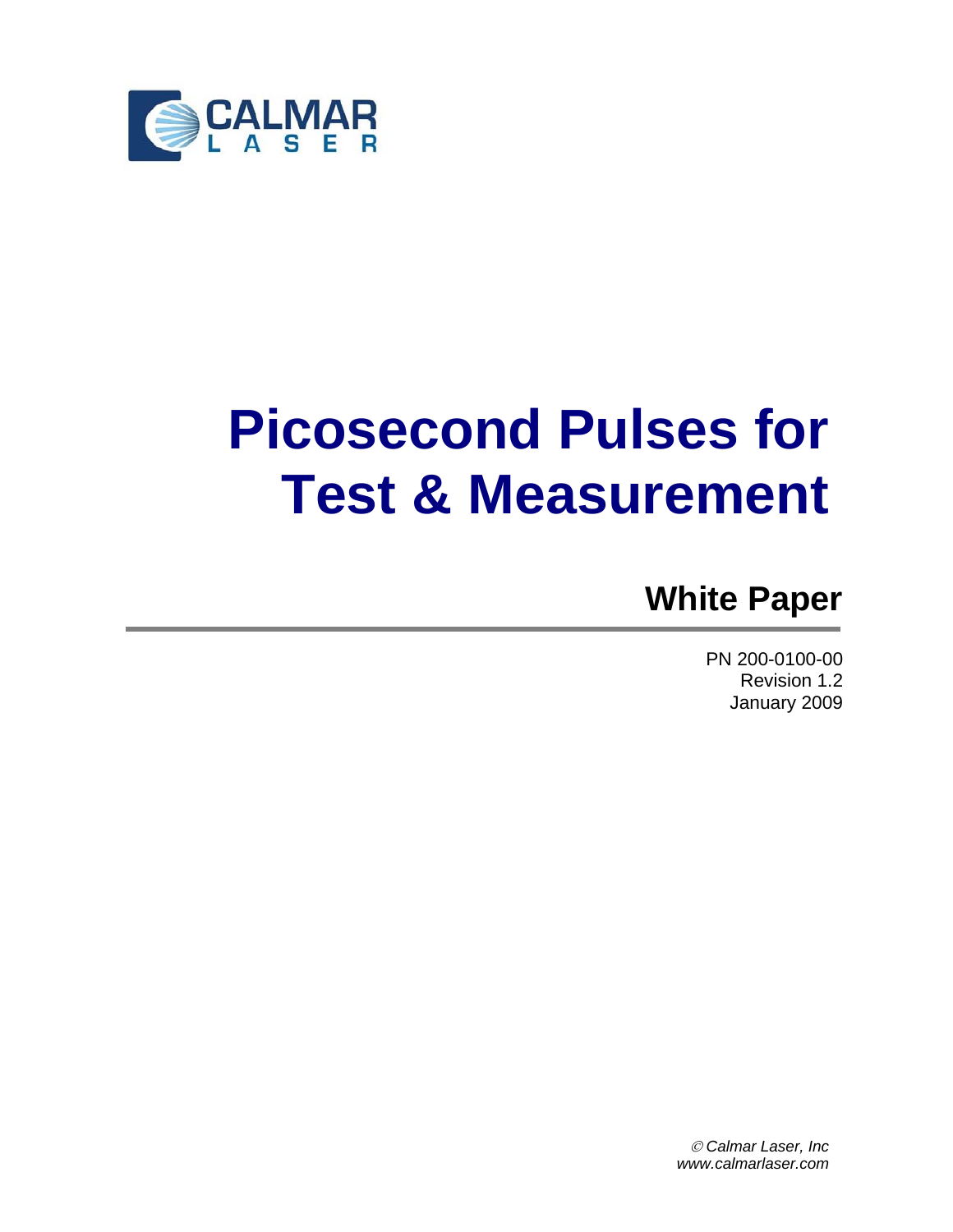CALMAR LASER

# Picosecond Pulses for Test & Measurement

## White Paper

PN 200-0100-00
Revision 1.2
January 2009

*© Calmar Laser, Inc*
*www.calmarlaser.com*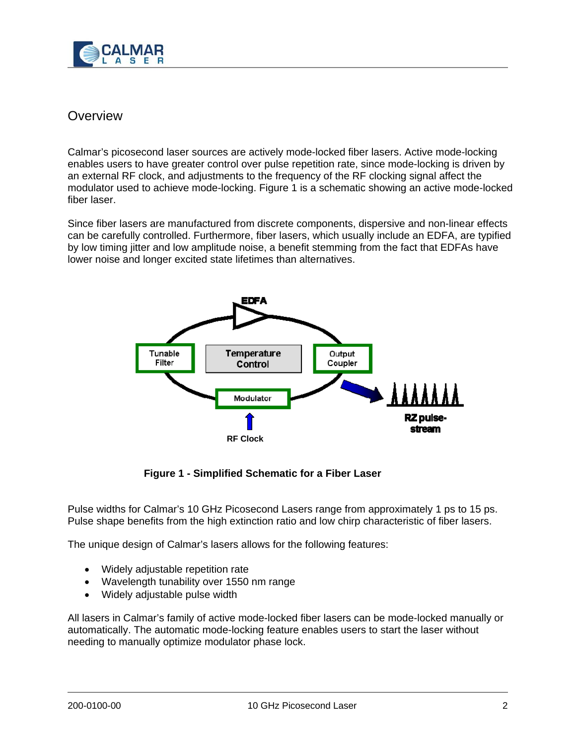## Overview

Calmar's picosecond laser sources are actively mode-locked fiber lasers. Active mode-locking enables users to have greater control over pulse repetition rate, since mode-locking is driven by an external RF clock, and adjustments to the frequency of the RF clocking signal affect the modulator used to achieve mode-locking. Figure 1 is a schematic showing an active mode-locked fiber laser.

Since fiber lasers are manufactured from discrete components, dispersive and non-linear effects can be carefully controlled. Furthermore, fiber lasers, which usually include an EDFA, are typified by low timing jitter and low amplitude noise, a benefit stemming from the fact that EDFAs have lower noise and longer excited state lifetimes than alternatives.

**Figure 1 - Simplified Schematic for a Fiber Laser**

Pulse widths for Calmar's 10 GHz Picosecond Lasers range from approximately 1 ps to 15 ps. Pulse shape benefits from the high extinction ratio and low chirp characteristic of fiber lasers.

The unique design of Calmar's lasers allows for the following features:

- Widely adjustable repetition rate
- Wavelength tunability over 1550 nm range
- Widely adjustable pulse width

All lasers in Calmar's family of active mode-locked fiber lasers can be mode-locked manually or automatically. The automatic mode-locking feature enables users to start the laser without needing to manually optimize modulator phase lock.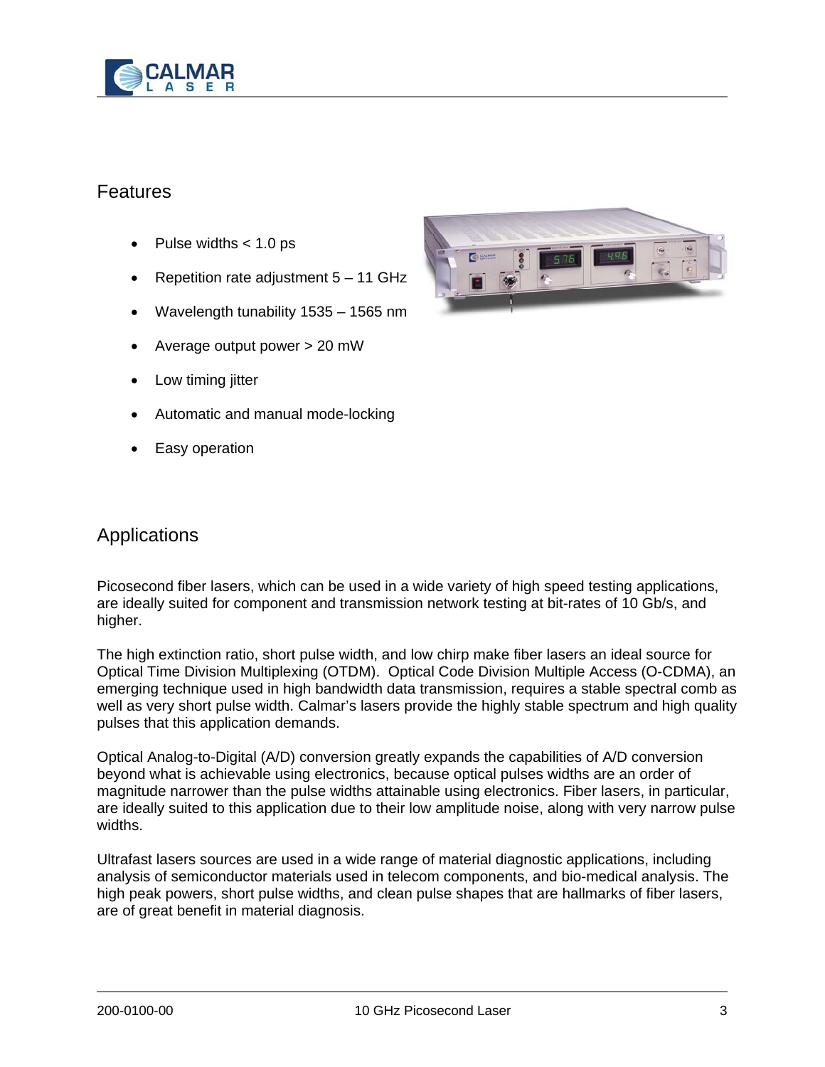## Features

- Pulse widths < 1.0 ps
- Repetition rate adjustment 5 – 11 GHz
- Wavelength tunability 1535 – 1565 nm
- Average output power > 20 mW
- Low timing jitter
- Automatic and manual mode-locking
- Easy operation

## Applications

Picosecond fiber lasers, which can be used in a wide variety of high speed testing applications, are ideally suited for component and transmission network testing at bit-rates of 10 Gb/s, and higher.

The high extinction ratio, short pulse width, and low chirp make fiber lasers an ideal source for Optical Time Division Multiplexing (OTDM). Optical Code Division Multiple Access (O-CDMA), an emerging technique used in high bandwidth data transmission, requires a stable spectral comb as well as very short pulse width. Calmar's lasers provide the highly stable spectrum and high quality pulses that this application demands.

Optical Analog-to-Digital (A/D) conversion greatly expands the capabilities of A/D conversion beyond what is achievable using electronics, because optical pulses widths are an order of magnitude narrower than the pulse widths attainable using electronics. Fiber lasers, in particular, are ideally suited to this application due to their low amplitude noise, along with very narrow pulse widths.

Ultrafast lasers sources are used in a wide range of material diagnostic applications, including analysis of semiconductor materials used in telecom components, and bio-medical analysis. The high peak powers, short pulse widths, and clean pulse shapes that are hallmarks of fiber lasers, are of great benefit in material diagnosis.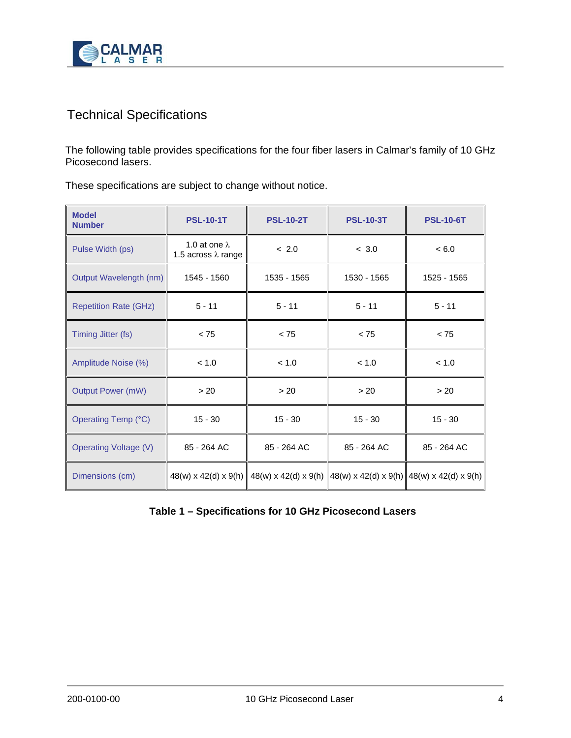## Technical Specifications

The following table provides specifications for the four fiber lasers in Calmar's family of 10 GHz Picosecond lasers.

These specifications are subject to change without notice.

| **Model Number** | **PSL-10-1T** | **PSL-10-2T** | **PSL-10-3T** | **PSL-10-6T** |
|---|---|---|---|---|
| Pulse Width (ps) | 1.0 at one λ<br>1.5 across λ range | < 2.0 | < 3.0 | < 6.0 |
| Output Wavelength (nm) | 1545 - 1560 | 1535 - 1565 | 1530 - 1565 | 1525 - 1565 |
| Repetition Rate (GHz) | 5 - 11 | 5 - 11 | 5 - 11 | 5 - 11 |
| Timing Jitter (fs) | < 75 | < 75 | < 75 | < 75 |
| Amplitude Noise (%) | < 1.0 | < 1.0 | < 1.0 | < 1.0 |
| Output Power (mW) | > 20 | > 20 | > 20 | > 20 |
| Operating Temp (°C) | 15 - 30 | 15 - 30 | 15 - 30 | 15 - 30 |
| Operating Voltage (V) | 85 - 264 AC | 85 - 264 AC | 85 - 264 AC | 85 - 264 AC |
| Dimensions (cm) | 48(w) x 42(d) x 9(h) | 48(w) x 42(d) x 9(h) | 48(w) x 42(d) x 9(h) | 48(w) x 42(d) x 9(h) |

**Table 1 – Specifications for 10 GHz Picosecond Lasers**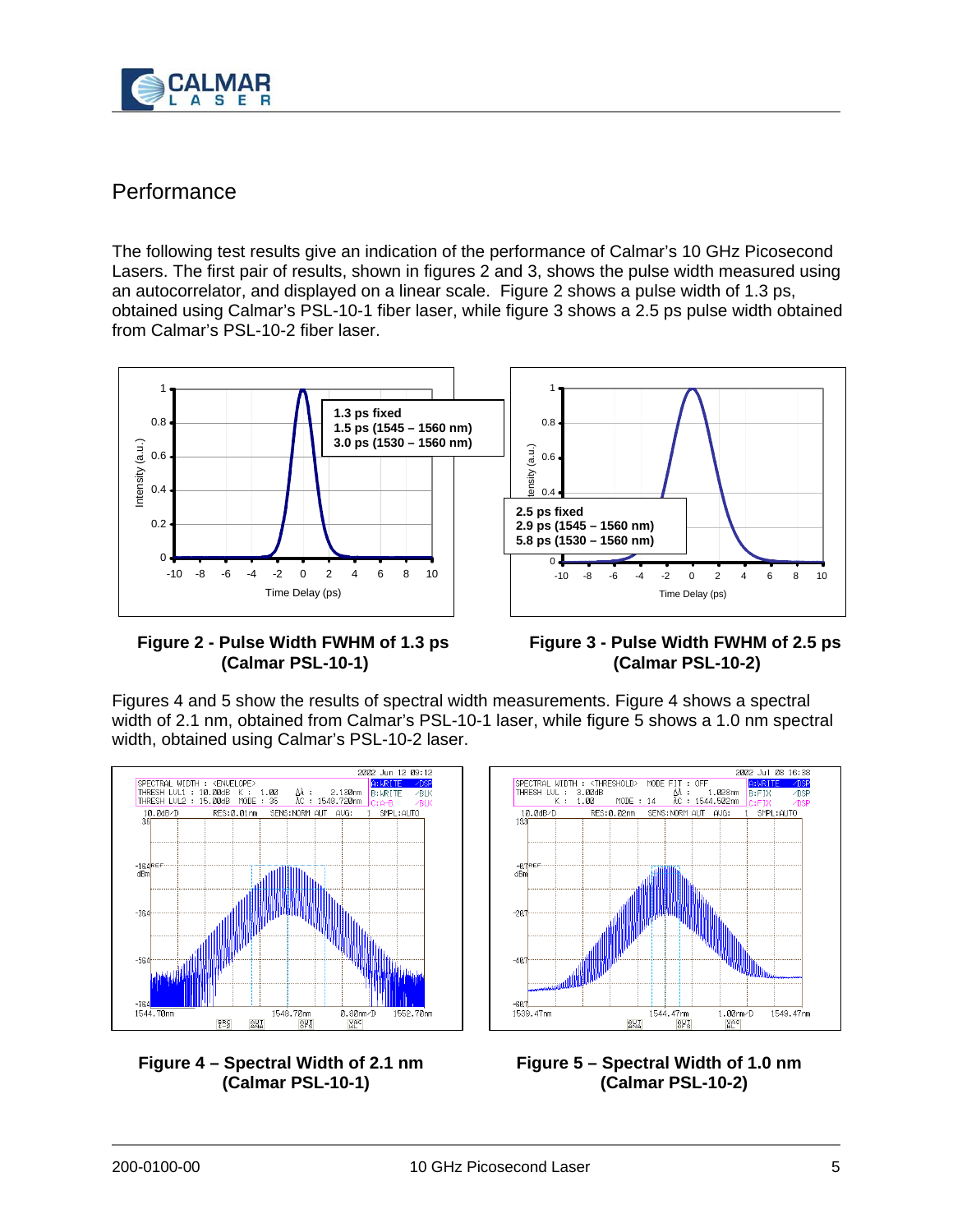## Performance

The following test results give an indication of the performance of Calmar's 10 GHz Picosecond Lasers. The first pair of results, shown in figures 2 and 3, shows the pulse width measured using an autocorrelator, and displayed on a linear scale. Figure 2 shows a pulse width of 1.3 ps, obtained using Calmar's PSL-10-1 fiber laser, while figure 3 shows a 2.5 ps pulse width obtained from Calmar's PSL-10-2 fiber laser.

**Figure 2 - Pulse Width FWHM of 1.3 ps (Calmar PSL-10-1)**

**Figure 3 - Pulse Width FWHM of 2.5 ps (Calmar PSL-10-2)**

Figures 4 and 5 show the results of spectral width measurements. Figure 4 shows a spectral width of 2.1 nm, obtained from Calmar's PSL-10-1 laser, while figure 5 shows a 1.0 nm spectral width, obtained using Calmar's PSL-10-2 laser.

**Figure 4 – Spectral Width of 2.1 nm (Calmar PSL-10-1)**

**Figure 5 – Spectral Width of 1.0 nm (Calmar PSL-10-2)**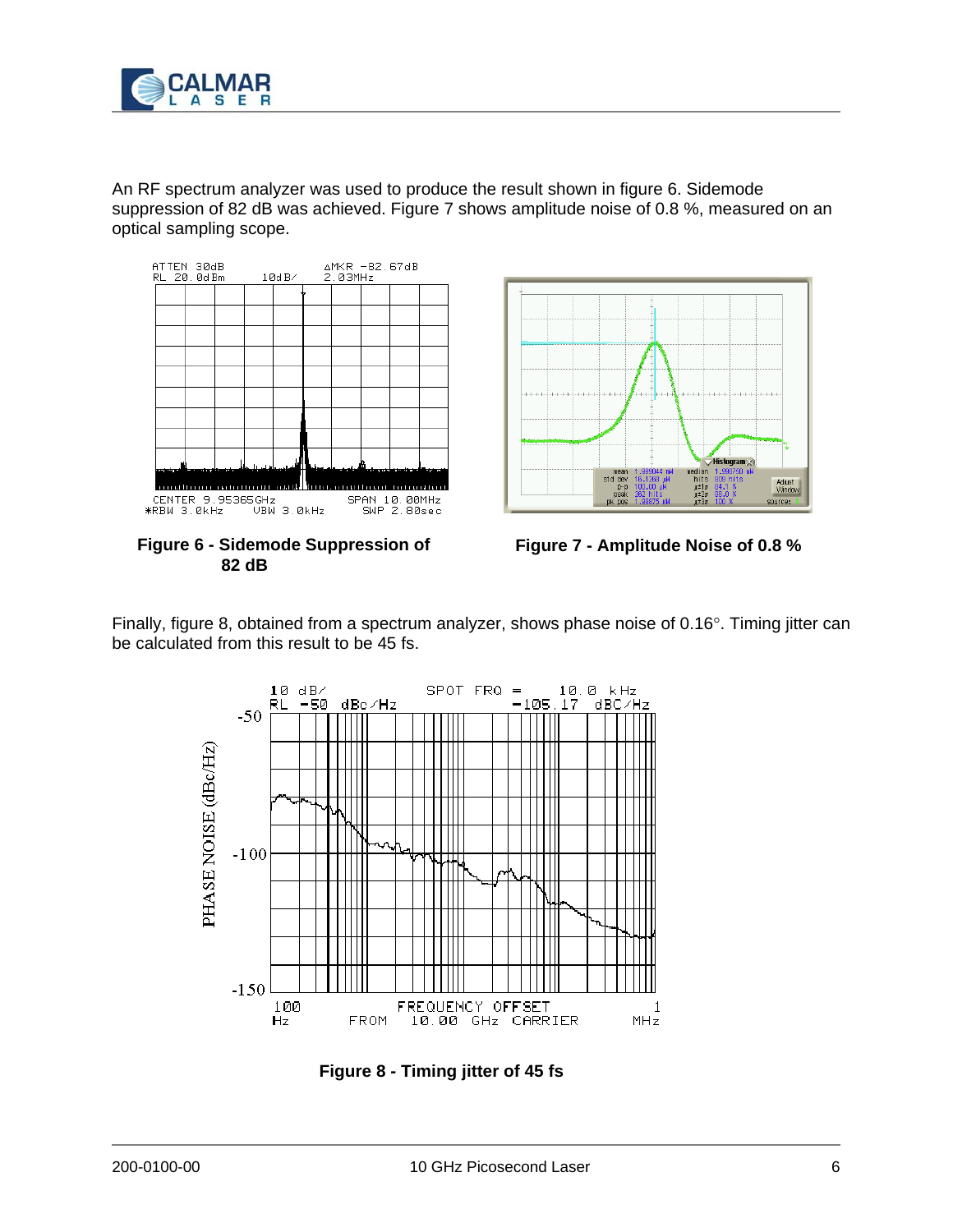An RF spectrum analyzer was used to produce the result shown in figure 6. Sidemode suppression of 82 dB was achieved. Figure 7 shows amplitude noise of 0.8 %, measured on an optical sampling scope.

**Figure 6 - Sidemode Suppression of 82 dB**

**Figure 7 - Amplitude Noise of 0.8 %**

Finally, figure 8, obtained from a spectrum analyzer, shows phase noise of 0.16°. Timing jitter can be calculated from this result to be 45 fs.

**Figure 8 - Timing jitter of 45 fs**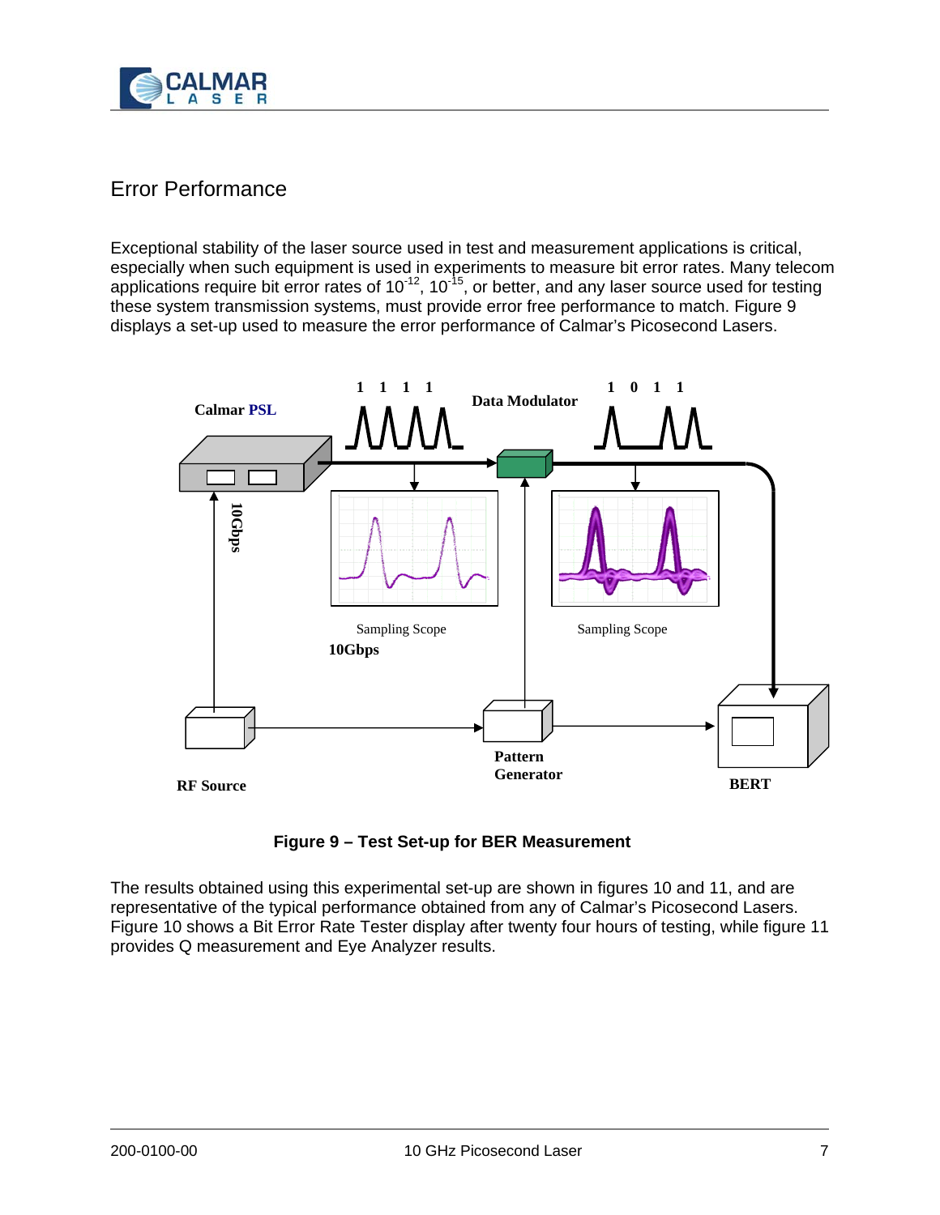## Error Performance

Exceptional stability of the laser source used in test and measurement applications is critical, especially when such equipment is used in experiments to measure bit error rates. Many telecom applications require bit error rates of $10^{-12}$, $10^{-15}$, or better, and any laser source used for testing these system transmission systems, must provide error free performance to match. Figure 9 displays a set-up used to measure the error performance of Calmar's Picosecond Lasers.

**Figure 9 – Test Set-up for BER Measurement**

The results obtained using this experimental set-up are shown in figures 10 and 11, and are representative of the typical performance obtained from any of Calmar's Picosecond Lasers. Figure 10 shows a Bit Error Rate Tester display after twenty four hours of testing, while figure 11 provides Q measurement and Eye Analyzer results.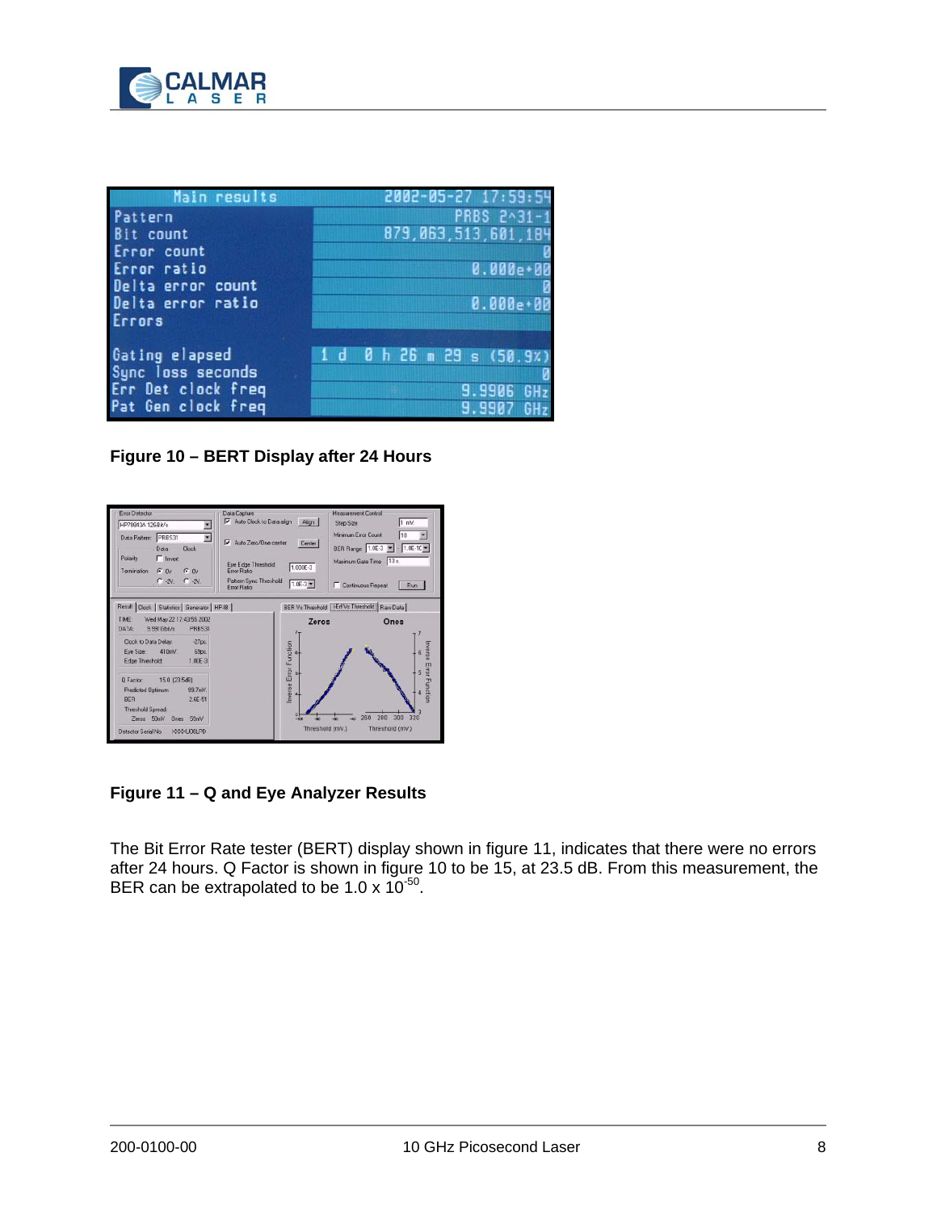| Main results | 2002-05-27 17:59:54 |
|---|---|
| Pattern | PRBS 2^31-1 |
| Bit count | 879,063,513,601,184 |
| Error count | 0 |
| Error ratio | 0.000e+00 |
| Delta error count | 0 |
| Delta error ratio | 0.000e+00 |
| Errors | |
| Gating elapsed | 1 d 0 h 26 m 29 s (50.9%) |
| Sync loss seconds | 0 |
| Err Det clock freq | 9.9906 GHz |
| Pat Gen clock freq | 9.9907 GHz |

**Figure 10 – BERT Display after 24 Hours**

**Figure 11 – Q and Eye Analyzer Results**

The Bit Error Rate tester (BERT) display shown in figure 11, indicates that there were no errors after 24 hours. Q Factor is shown in figure 10 to be 15, at 23.5 dB. From this measurement, the BER can be extrapolated to be 1.0 x $10^{-50}$.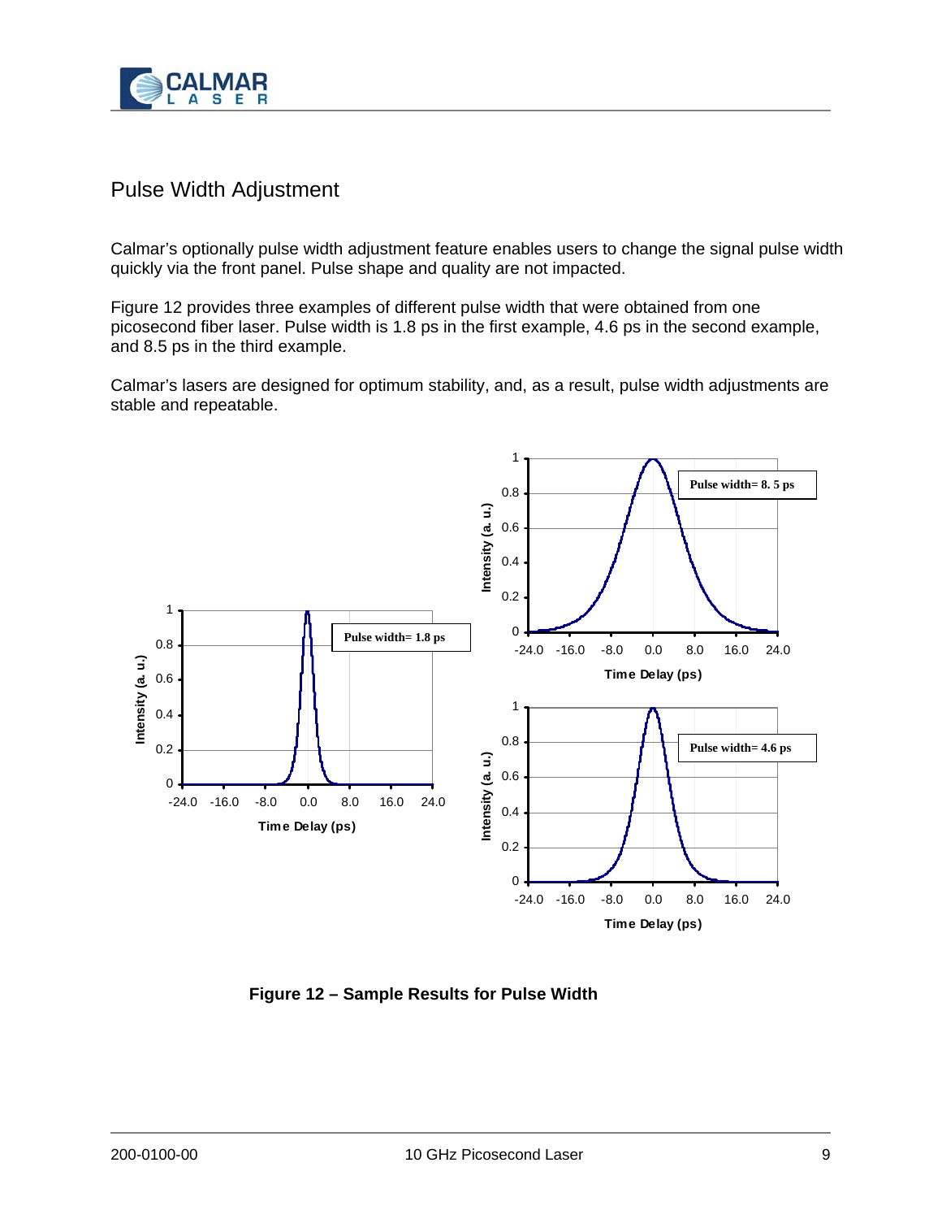## Pulse Width Adjustment

Calmar's optionally pulse width adjustment feature enables users to change the signal pulse width quickly via the front panel. Pulse shape and quality are not impacted.

Figure 12 provides three examples of different pulse width that were obtained from one picosecond fiber laser. Pulse width is 1.8 ps in the first example, 4.6 ps in the second example, and 8.5 ps in the third example.

Calmar's lasers are designed for optimum stability, and, as a result, pulse width adjustments are stable and repeatable.

**Figure 12 – Sample Results for Pulse Width**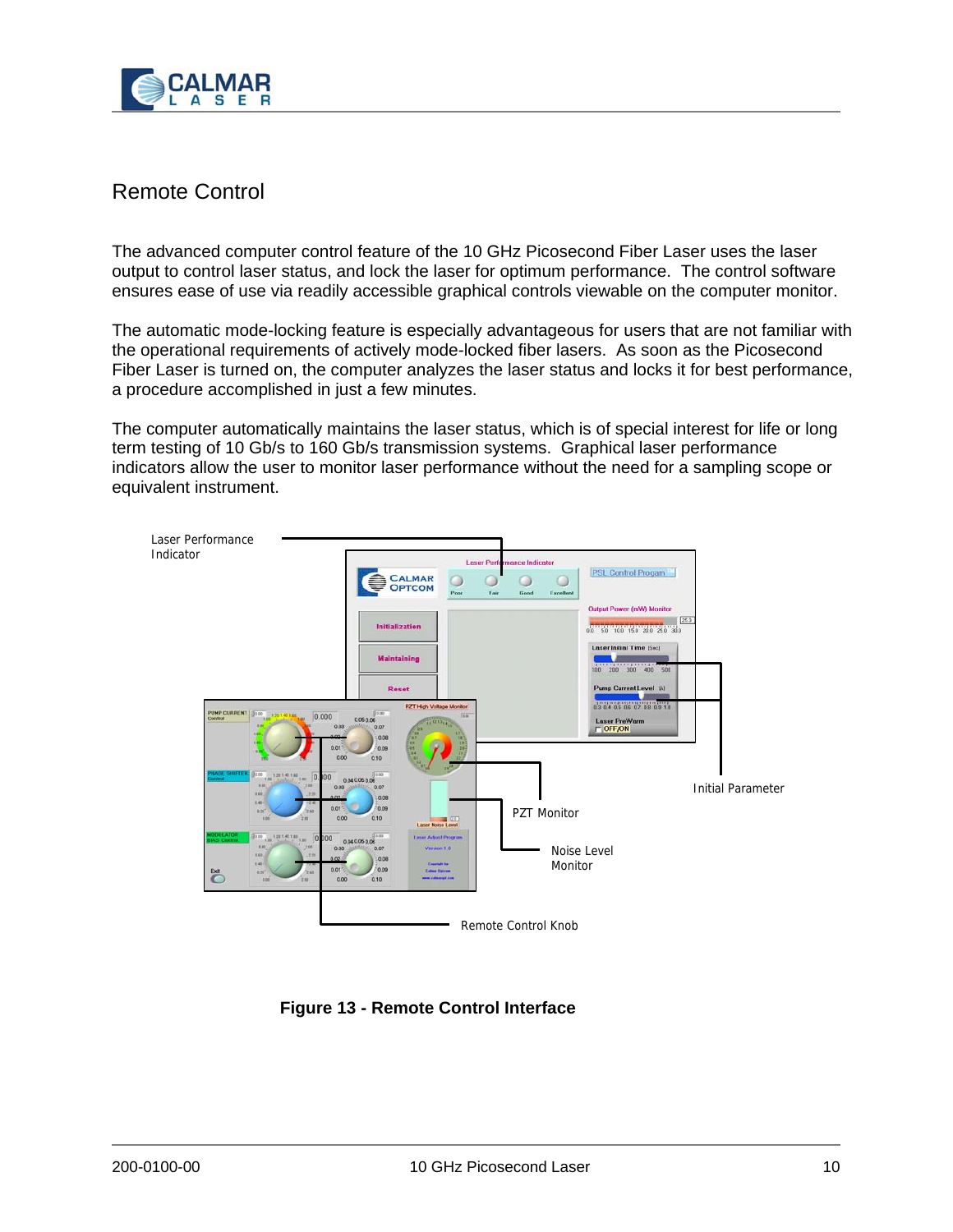## Remote Control

The advanced computer control feature of the 10 GHz Picosecond Fiber Laser uses the laser output to control laser status, and lock the laser for optimum performance. The control software ensures ease of use via readily accessible graphical controls viewable on the computer monitor.

The automatic mode-locking feature is especially advantageous for users that are not familiar with the operational requirements of actively mode-locked fiber lasers. As soon as the Picosecond Fiber Laser is turned on, the computer analyzes the laser status and locks it for best performance, a procedure accomplished in just a few minutes.

The computer automatically maintains the laser status, which is of special interest for life or long term testing of 10 Gb/s to 160 Gb/s transmission systems. Graphical laser performance indicators allow the user to monitor laser performance without the need for a sampling scope or equivalent instrument.

Laser Performance Indicator

Initial Parameter

PZT Monitor

Noise Level Monitor

Remote Control Knob

**Figure 13 - Remote Control Interface**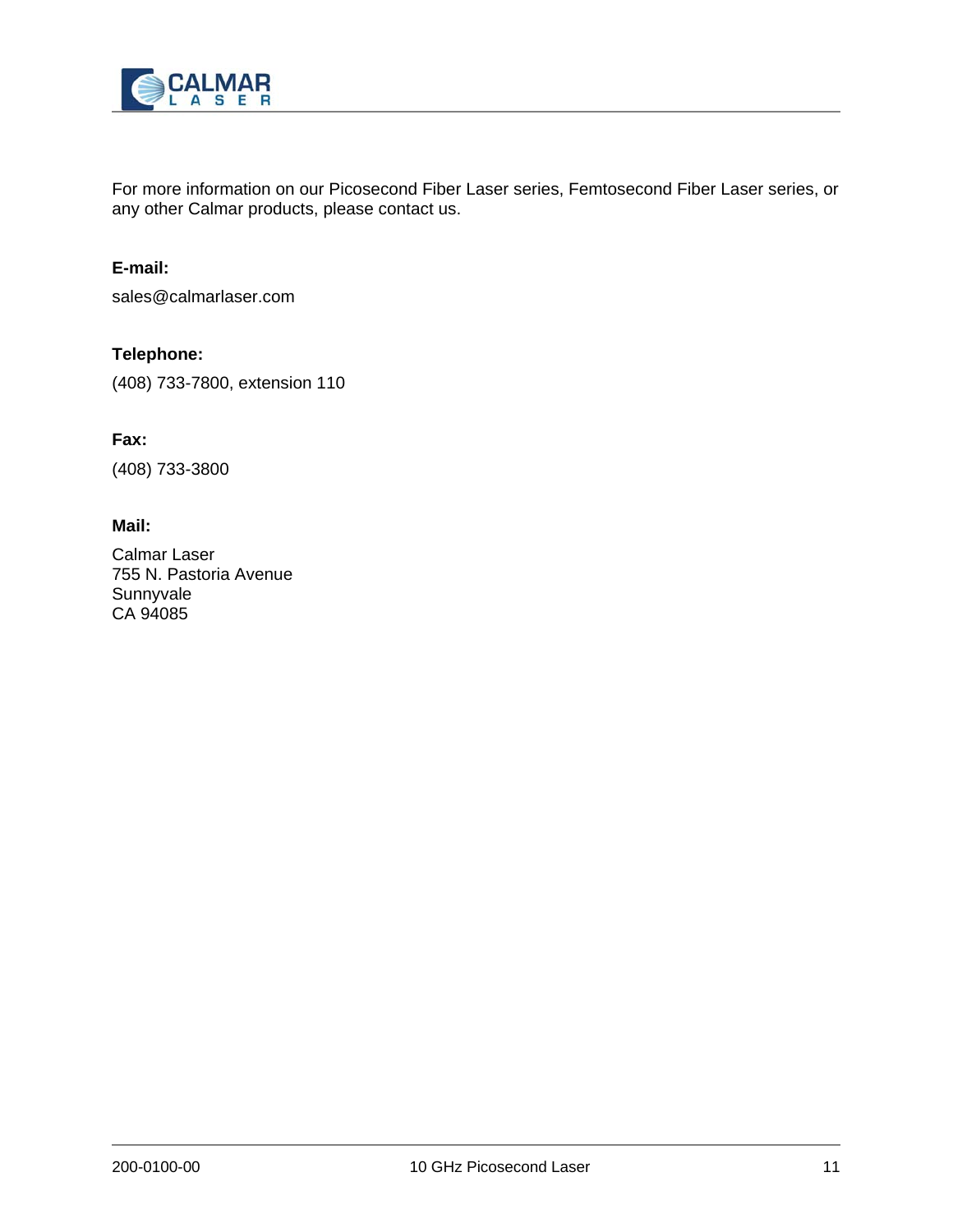For more information on our Picosecond Fiber Laser series, Femtosecond Fiber Laser series, or any other Calmar products, please contact us.

**E-mail:**

sales@calmarlaser.com

**Telephone:**

(408) 733-7800, extension 110

**Fax:**

(408) 733-3800

**Mail:**

Calmar Laser
755 N. Pastoria Avenue
Sunnyvale
CA 94085